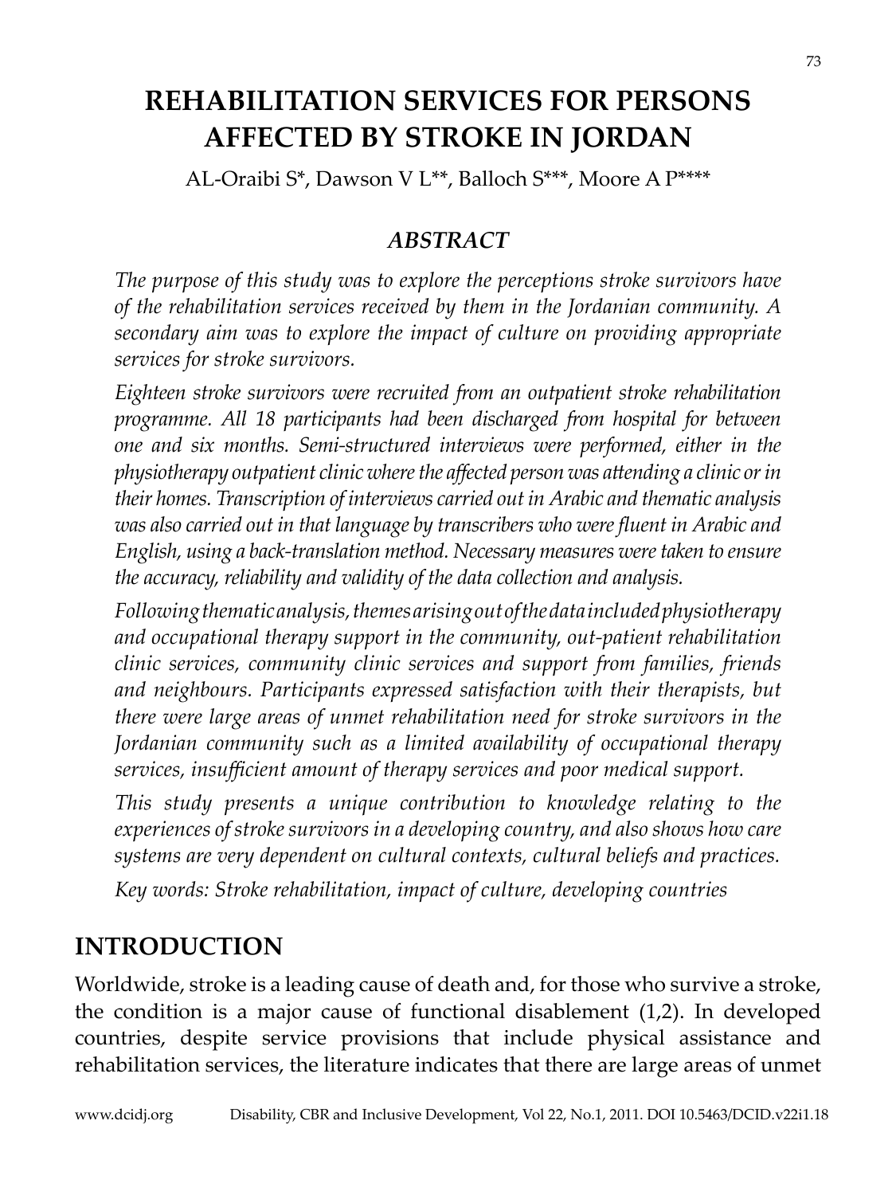# REHABILITATION SERVICES FOR PERSONS AFFECTED BY STROKE IN JORDAN

AL-Oraibi S*, Dawson V L**, Balloch S***, Moore A P****

## *ABSTRACT*

*The purpose of this study was to explore the perceptions stroke survivors have of the rehabilitation services received by them in the Jordanian community. A secondary aim was to explore the impact of culture on providing appropriate services for stroke survivors.*

*Eighteen stroke survivors were recruited from an outpatient stroke rehabilitation programme. All 18 participants had been discharged from hospital for between one and six months. Semi-structured interviews were performed, either in the physiotherapy outpatient clinic where the affected person was attending a clinic or in their homes. Transcription of interviews carried out in Arabic and thematic analysis was also carried out in that language by transcribers who were fluent in Arabic and English, using a back-translation method. Necessary measures were taken to ensure the accuracy, reliability and validity of the data collection and analysis.*

*Following thematic analysis, themes arising out of the data included physiotherapy and occupational therapy support in the community, out-patient rehabilitation clinic services, community clinic services and support from families, friends and neighbours. Participants expressed satisfaction with their therapists, but there were large areas of unmet rehabilitation need for stroke survivors in the Jordanian community such as a limited availability of occupational therapy services, insufficient amount of therapy services and poor medical support.*

*This study presents a unique contribution to knowledge relating to the experiences of stroke survivors in a developing country, and also shows how care systems are very dependent on cultural contexts, cultural beliefs and practices.*

*Key words: Stroke rehabilitation, impact of culture, developing countries*

## INTRODUCTION

Worldwide, stroke is a leading cause of death and, for those who survive a stroke, the condition is a major cause of functional disablement (1,2). In developed countries, despite service provisions that include physical assistance and rehabilitation services, the literature indicates that there are large areas of unmet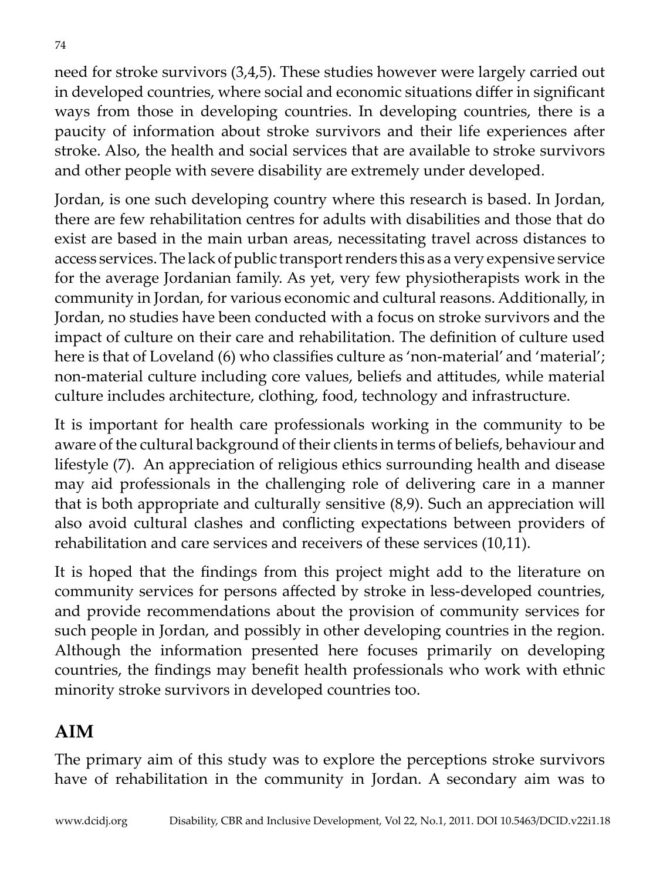need for stroke survivors (3,4,5). These studies however were largely carried out in developed countries, where social and economic situations differ in significant ways from those in developing countries. In developing countries, there is a paucity of information about stroke survivors and their life experiences after stroke. Also, the health and social services that are available to stroke survivors and other people with severe disability are extremely under developed.

Jordan, is one such developing country where this research is based. In Jordan, there are few rehabilitation centres for adults with disabilities and those that do exist are based in the main urban areas, necessitating travel across distances to access services. The lack of public transport renders this as a very expensive service for the average Jordanian family. As yet, very few physiotherapists work in the community in Jordan, for various economic and cultural reasons. Additionally, in Jordan, no studies have been conducted with a focus on stroke survivors and the impact of culture on their care and rehabilitation. The definition of culture used here is that of Loveland (6) who classifies culture as 'non-material' and 'material'; non-material culture including core values, beliefs and attitudes, while material culture includes architecture, clothing, food, technology and infrastructure.

It is important for health care professionals working in the community to be aware of the cultural background of their clients in terms of beliefs, behaviour and lifestyle (7). An appreciation of religious ethics surrounding health and disease may aid professionals in the challenging role of delivering care in a manner that is both appropriate and culturally sensitive (8,9). Such an appreciation will also avoid cultural clashes and conflicting expectations between providers of rehabilitation and care services and receivers of these services (10,11).

It is hoped that the findings from this project might add to the literature on community services for persons affected by stroke in less-developed countries, and provide recommendations about the provision of community services for such people in Jordan, and possibly in other developing countries in the region. Although the information presented here focuses primarily on developing countries, the findings may benefit health professionals who work with ethnic minority stroke survivors in developed countries too.

## AIM

The primary aim of this study was to explore the perceptions stroke survivors have of rehabilitation in the community in Jordan. A secondary aim was to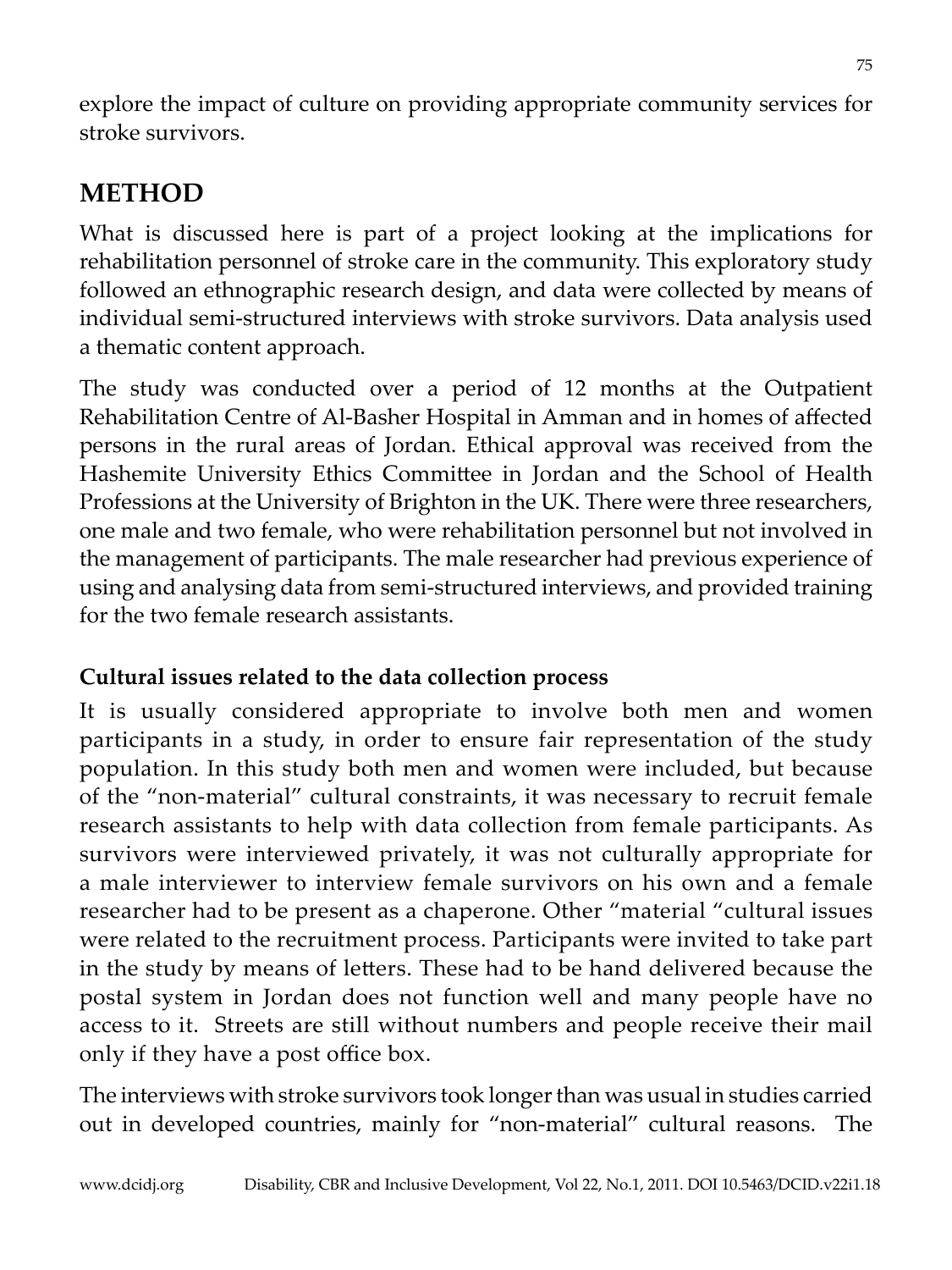explore the impact of culture on providing appropriate community services for stroke survivors.

## METHOD

What is discussed here is part of a project looking at the implications for rehabilitation personnel of stroke care in the community. This exploratory study followed an ethnographic research design, and data were collected by means of individual semi-structured interviews with stroke survivors. Data analysis used a thematic content approach.

The study was conducted over a period of 12 months at the Outpatient Rehabilitation Centre of Al-Basher Hospital in Amman and in homes of affected persons in the rural areas of Jordan. Ethical approval was received from the Hashemite University Ethics Committee in Jordan and the School of Health Professions at the University of Brighton in the UK. There were three researchers, one male and two female, who were rehabilitation personnel but not involved in the management of participants. The male researcher had previous experience of using and analysing data from semi-structured interviews, and provided training for the two female research assistants.

### Cultural issues related to the data collection process

It is usually considered appropriate to involve both men and women participants in a study, in order to ensure fair representation of the study population. In this study both men and women were included, but because of the "non-material" cultural constraints, it was necessary to recruit female research assistants to help with data collection from female participants. As survivors were interviewed privately, it was not culturally appropriate for a male interviewer to interview female survivors on his own and a female researcher had to be present as a chaperone. Other "material "cultural issues were related to the recruitment process. Participants were invited to take part in the study by means of letters. These had to be hand delivered because the postal system in Jordan does not function well and many people have no access to it. Streets are still without numbers and people receive their mail only if they have a post office box.

The interviews with stroke survivors took longer than was usual in studies carried out in developed countries, mainly for "non-material" cultural reasons. The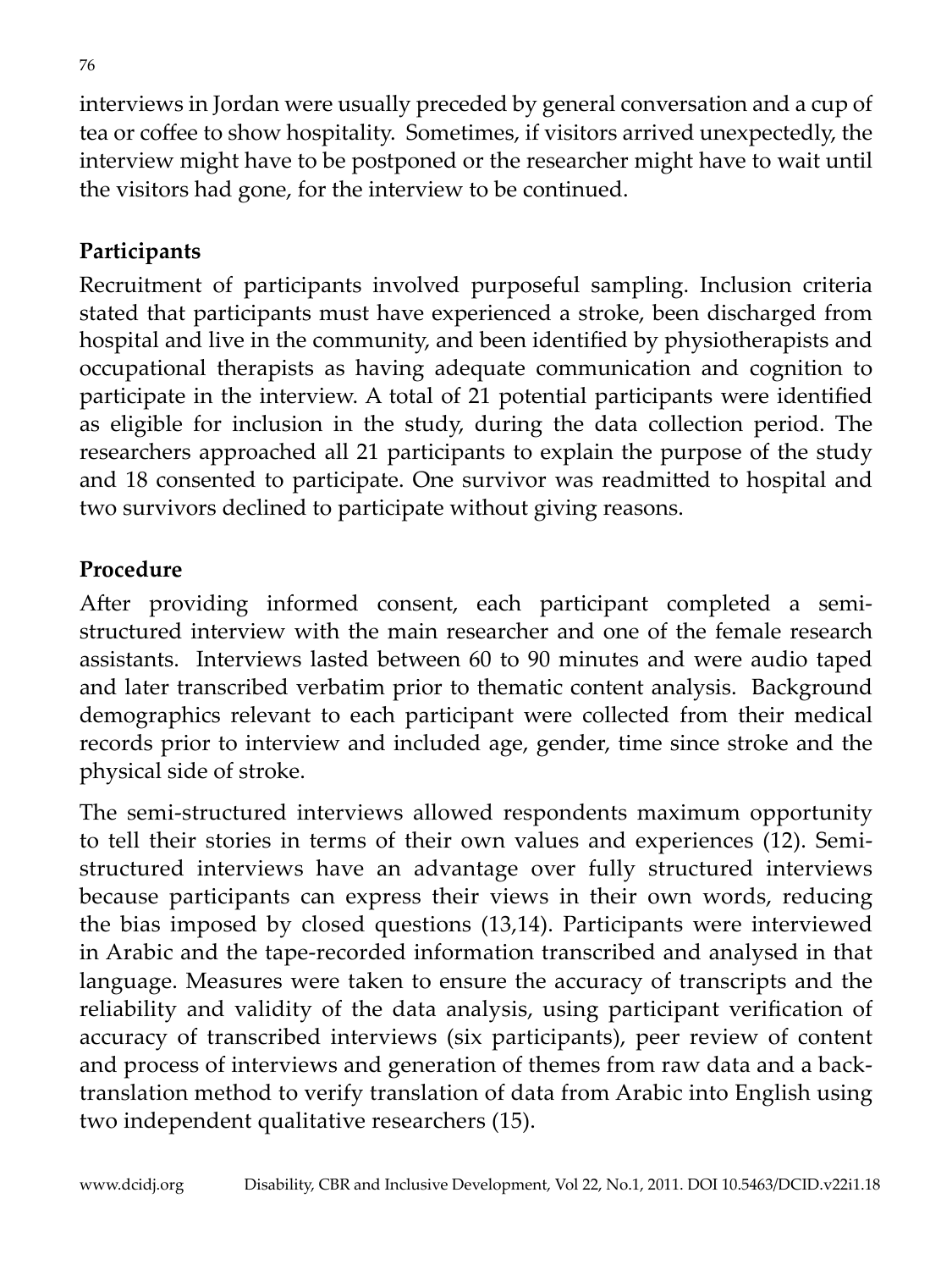interviews in Jordan were usually preceded by general conversation and a cup of tea or coffee to show hospitality. Sometimes, if visitors arrived unexpectedly, the interview might have to be postponed or the researcher might have to wait until the visitors had gone, for the interview to be continued.

## Participants

Recruitment of participants involved purposeful sampling. Inclusion criteria stated that participants must have experienced a stroke, been discharged from hospital and live in the community, and been identified by physiotherapists and occupational therapists as having adequate communication and cognition to participate in the interview. A total of 21 potential participants were identified as eligible for inclusion in the study, during the data collection period. The researchers approached all 21 participants to explain the purpose of the study and 18 consented to participate. One survivor was readmitted to hospital and two survivors declined to participate without giving reasons.

## Procedure

After providing informed consent, each participant completed a semi-structured interview with the main researcher and one of the female research assistants. Interviews lasted between 60 to 90 minutes and were audio taped and later transcribed verbatim prior to thematic content analysis. Background demographics relevant to each participant were collected from their medical records prior to interview and included age, gender, time since stroke and the physical side of stroke.

The semi-structured interviews allowed respondents maximum opportunity to tell their stories in terms of their own values and experiences (12). Semi-structured interviews have an advantage over fully structured interviews because participants can express their views in their own words, reducing the bias imposed by closed questions (13,14). Participants were interviewed in Arabic and the tape-recorded information transcribed and analysed in that language. Measures were taken to ensure the accuracy of transcripts and the reliability and validity of the data analysis, using participant verification of accuracy of transcribed interviews (six participants), peer review of content and process of interviews and generation of themes from raw data and a back-translation method to verify translation of data from Arabic into English using two independent qualitative researchers (15).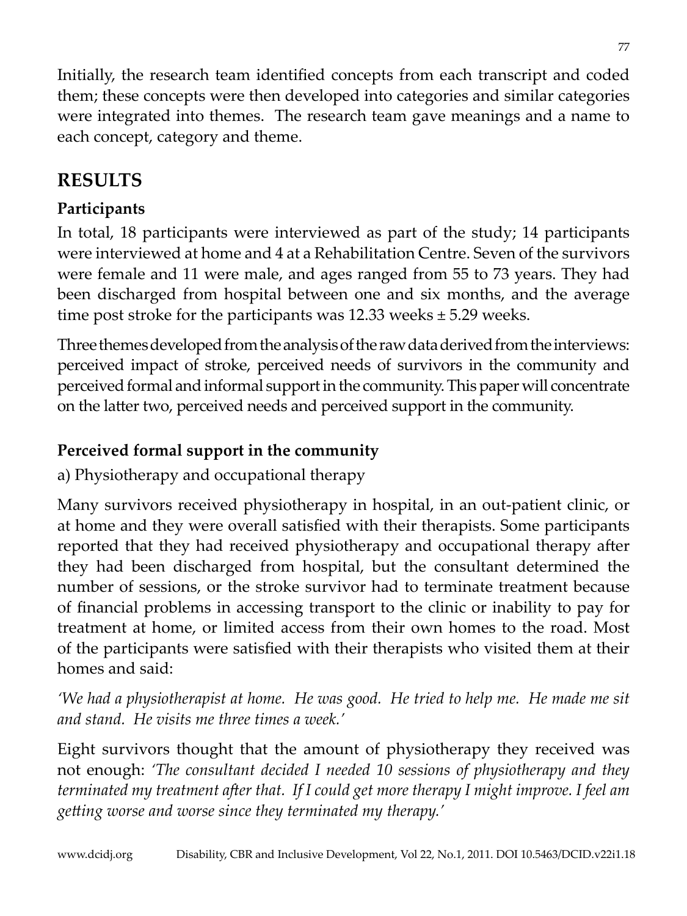Initially, the research team identified concepts from each transcript and coded them; these concepts were then developed into categories and similar categories were integrated into themes. The research team gave meanings and a name to each concept, category and theme.

## RESULTS

### Participants

In total, 18 participants were interviewed as part of the study; 14 participants were interviewed at home and 4 at a Rehabilitation Centre. Seven of the survivors were female and 11 were male, and ages ranged from 55 to 73 years. They had been discharged from hospital between one and six months, and the average time post stroke for the participants was 12.33 weeks ± 5.29 weeks.

Three themes developed from the analysis of the raw data derived from the interviews: perceived impact of stroke, perceived needs of survivors in the community and perceived formal and informal support in the community. This paper will concentrate on the latter two, perceived needs and perceived support in the community.

### Perceived formal support in the community

a) Physiotherapy and occupational therapy

Many survivors received physiotherapy in hospital, in an out-patient clinic, or at home and they were overall satisfied with their therapists. Some participants reported that they had received physiotherapy and occupational therapy after they had been discharged from hospital, but the consultant determined the number of sessions, or the stroke survivor had to terminate treatment because of financial problems in accessing transport to the clinic or inability to pay for treatment at home, or limited access from their own homes to the road. Most of the participants were satisfied with their therapists who visited them at their homes and said:

*'We had a physiotherapist at home. He was good. He tried to help me. He made me sit and stand. He visits me three times a week.'*

Eight survivors thought that the amount of physiotherapy they received was not enough: *'The consultant decided I needed 10 sessions of physiotherapy and they terminated my treatment after that. If I could get more therapy I might improve. I feel am getting worse and worse since they terminated my therapy.'*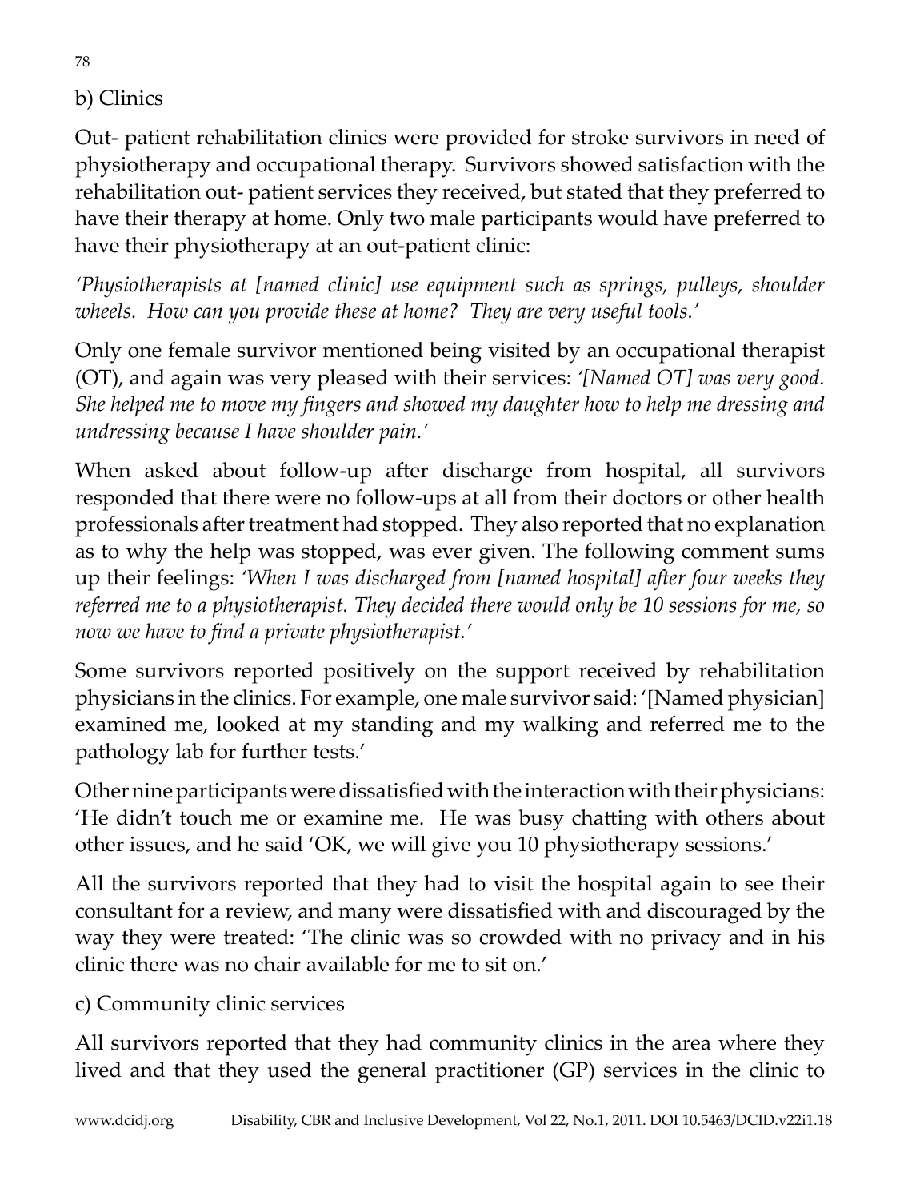b) Clinics

Out- patient rehabilitation clinics were provided for stroke survivors in need of physiotherapy and occupational therapy. Survivors showed satisfaction with the rehabilitation out- patient services they received, but stated that they preferred to have their therapy at home. Only two male participants would have preferred to have their physiotherapy at an out-patient clinic:

*'Physiotherapists at [named clinic] use equipment such as springs, pulleys, shoulder wheels. How can you provide these at home? They are very useful tools.'*

Only one female survivor mentioned being visited by an occupational therapist (OT), and again was very pleased with their services: *'[Named OT] was very good. She helped me to move my fingers and showed my daughter how to help me dressing and undressing because I have shoulder pain.'*

When asked about follow-up after discharge from hospital, all survivors responded that there were no follow-ups at all from their doctors or other health professionals after treatment had stopped. They also reported that no explanation as to why the help was stopped, was ever given. The following comment sums up their feelings: *'When I was discharged from [named hospital] after four weeks they referred me to a physiotherapist. They decided there would only be 10 sessions for me, so now we have to find a private physiotherapist.'*

Some survivors reported positively on the support received by rehabilitation physicians in the clinics. For example, one male survivor said: '[Named physician] examined me, looked at my standing and my walking and referred me to the pathology lab for further tests.'

Other nine participants were dissatisfied with the interaction with their physicians: 'He didn't touch me or examine me. He was busy chatting with others about other issues, and he said 'OK, we will give you 10 physiotherapy sessions.'

All the survivors reported that they had to visit the hospital again to see their consultant for a review, and many were dissatisfied with and discouraged by the way they were treated: 'The clinic was so crowded with no privacy and in his clinic there was no chair available for me to sit on.'

c) Community clinic services

All survivors reported that they had community clinics in the area where they lived and that they used the general practitioner (GP) services in the clinic to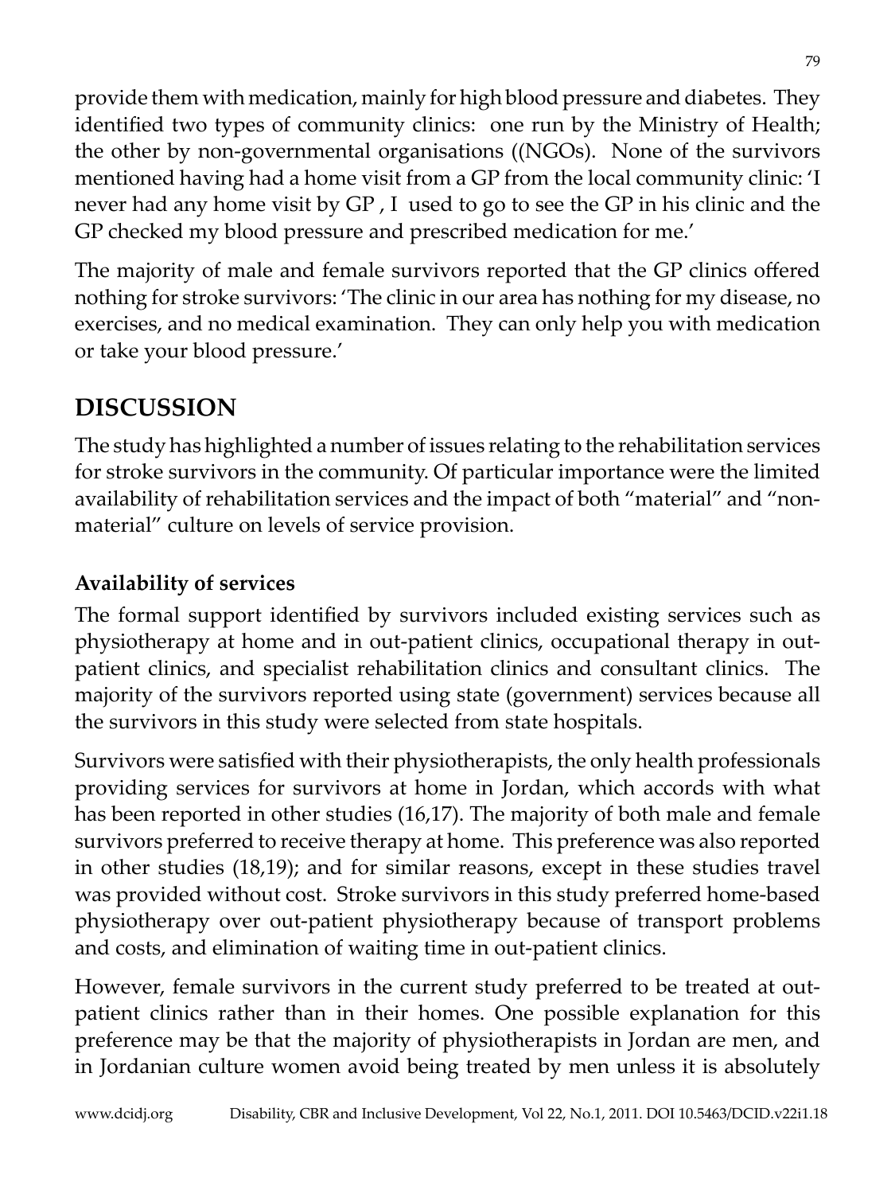provide them with medication, mainly for high blood pressure and diabetes. They identified two types of community clinics: one run by the Ministry of Health; the other by non-governmental organisations ((NGOs). None of the survivors mentioned having had a home visit from a GP from the local community clinic: 'I never had any home visit by GP , I used to go to see the GP in his clinic and the GP checked my blood pressure and prescribed medication for me.'

The majority of male and female survivors reported that the GP clinics offered nothing for stroke survivors: 'The clinic in our area has nothing for my disease, no exercises, and no medical examination. They can only help you with medication or take your blood pressure.'

## DISCUSSION

The study has highlighted a number of issues relating to the rehabilitation services for stroke survivors in the community. Of particular importance were the limited availability of rehabilitation services and the impact of both "material" and "non-material" culture on levels of service provision.

### Availability of services

The formal support identified by survivors included existing services such as physiotherapy at home and in out-patient clinics, occupational therapy in out-patient clinics, and specialist rehabilitation clinics and consultant clinics. The majority of the survivors reported using state (government) services because all the survivors in this study were selected from state hospitals.

Survivors were satisfied with their physiotherapists, the only health professionals providing services for survivors at home in Jordan, which accords with what has been reported in other studies (16,17). The majority of both male and female survivors preferred to receive therapy at home. This preference was also reported in other studies (18,19); and for similar reasons, except in these studies travel was provided without cost. Stroke survivors in this study preferred home-based physiotherapy over out-patient physiotherapy because of transport problems and costs, and elimination of waiting time in out-patient clinics.

However, female survivors in the current study preferred to be treated at out-patient clinics rather than in their homes. One possible explanation for this preference may be that the majority of physiotherapists in Jordan are men, and in Jordanian culture women avoid being treated by men unless it is absolutely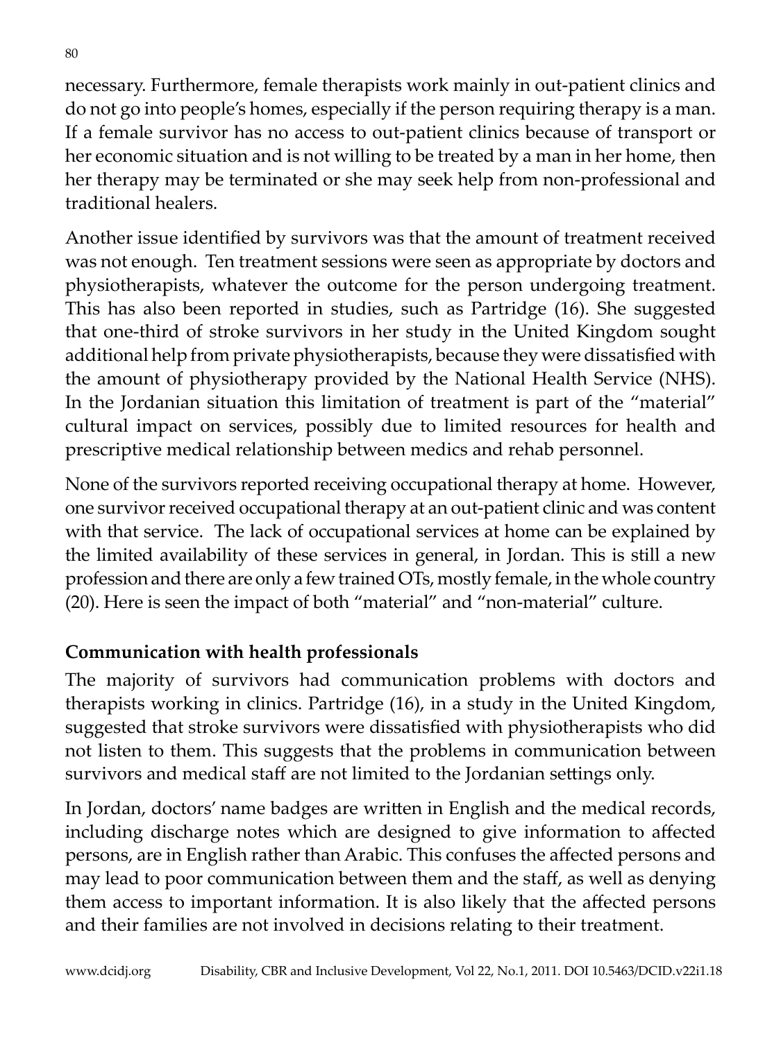necessary. Furthermore, female therapists work mainly in out-patient clinics and do not go into people's homes, especially if the person requiring therapy is a man. If a female survivor has no access to out-patient clinics because of transport or her economic situation and is not willing to be treated by a man in her home, then her therapy may be terminated or she may seek help from non-professional and traditional healers.

Another issue identified by survivors was that the amount of treatment received was not enough. Ten treatment sessions were seen as appropriate by doctors and physiotherapists, whatever the outcome for the person undergoing treatment. This has also been reported in studies, such as Partridge (16). She suggested that one-third of stroke survivors in her study in the United Kingdom sought additional help from private physiotherapists, because they were dissatisfied with the amount of physiotherapy provided by the National Health Service (NHS). In the Jordanian situation this limitation of treatment is part of the "material" cultural impact on services, possibly due to limited resources for health and prescriptive medical relationship between medics and rehab personnel.

None of the survivors reported receiving occupational therapy at home. However, one survivor received occupational therapy at an out-patient clinic and was content with that service. The lack of occupational services at home can be explained by the limited availability of these services in general, in Jordan. This is still a new profession and there are only a few trained OTs, mostly female, in the whole country (20). Here is seen the impact of both "material" and "non-material" culture.

**Communication with health professionals**

The majority of survivors had communication problems with doctors and therapists working in clinics. Partridge (16), in a study in the United Kingdom, suggested that stroke survivors were dissatisfied with physiotherapists who did not listen to them. This suggests that the problems in communication between survivors and medical staff are not limited to the Jordanian settings only.

In Jordan, doctors' name badges are written in English and the medical records, including discharge notes which are designed to give information to affected persons, are in English rather than Arabic. This confuses the affected persons and may lead to poor communication between them and the staff, as well as denying them access to important information. It is also likely that the affected persons and their families are not involved in decisions relating to their treatment.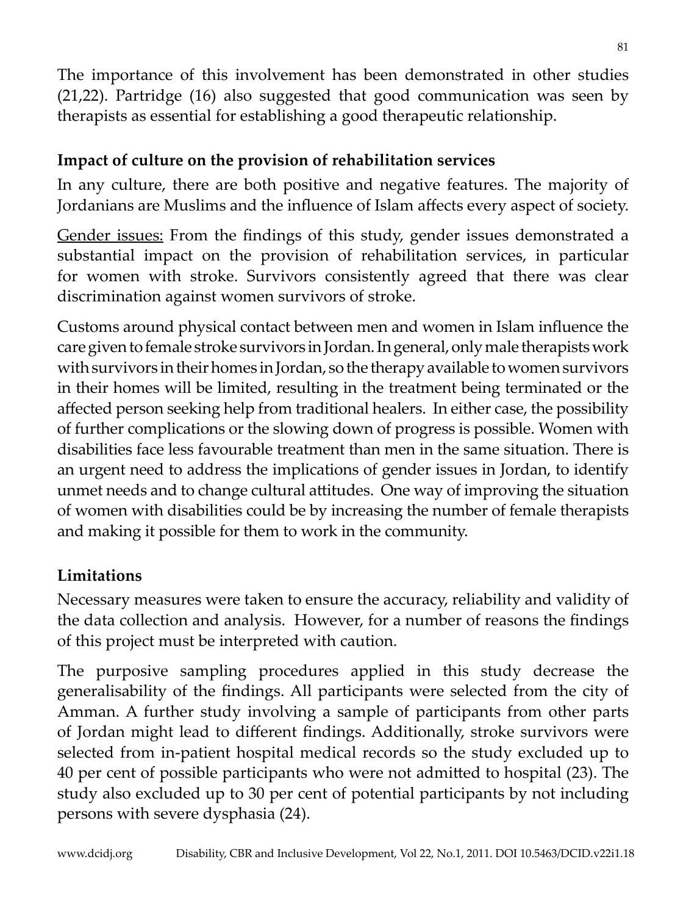The importance of this involvement has been demonstrated in other studies (21,22). Partridge (16) also suggested that good communication was seen by therapists as essential for establishing a good therapeutic relationship.

### Impact of culture on the provision of rehabilitation services

In any culture, there are both positive and negative features. The majority of Jordanians are Muslims and the influence of Islam affects every aspect of society.

<u>Gender issues:</u> From the findings of this study, gender issues demonstrated a substantial impact on the provision of rehabilitation services, in particular for women with stroke. Survivors consistently agreed that there was clear discrimination against women survivors of stroke.

Customs around physical contact between men and women in Islam influence the care given to female stroke survivors in Jordan. In general, only male therapists work with survivors in their homes in Jordan, so the therapy available to women survivors in their homes will be limited, resulting in the treatment being terminated or the affected person seeking help from traditional healers. In either case, the possibility of further complications or the slowing down of progress is possible. Women with disabilities face less favourable treatment than men in the same situation. There is an urgent need to address the implications of gender issues in Jordan, to identify unmet needs and to change cultural attitudes. One way of improving the situation of women with disabilities could be by increasing the number of female therapists and making it possible for them to work in the community.

### Limitations

Necessary measures were taken to ensure the accuracy, reliability and validity of the data collection and analysis. However, for a number of reasons the findings of this project must be interpreted with caution.

The purposive sampling procedures applied in this study decrease the generalisability of the findings. All participants were selected from the city of Amman. A further study involving a sample of participants from other parts of Jordan might lead to different findings. Additionally, stroke survivors were selected from in-patient hospital medical records so the study excluded up to 40 per cent of possible participants who were not admitted to hospital (23). The study also excluded up to 30 per cent of potential participants by not including persons with severe dysphasia (24).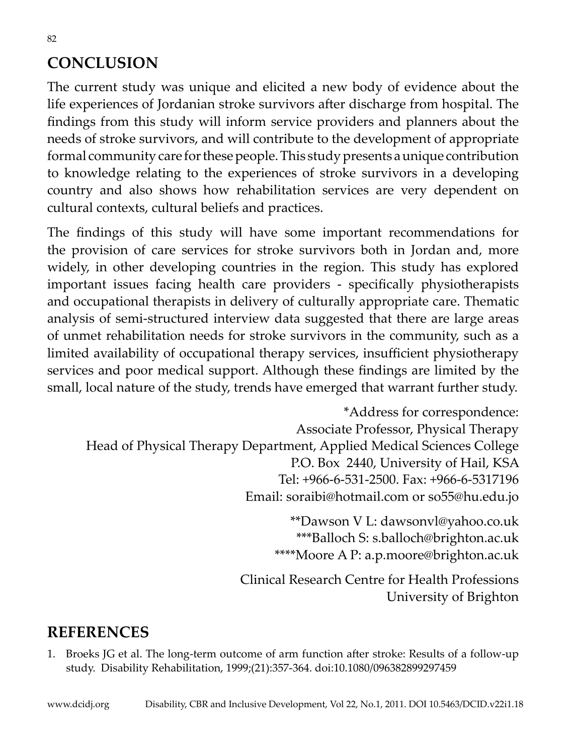## CONCLUSION

The current study was unique and elicited a new body of evidence about the life experiences of Jordanian stroke survivors after discharge from hospital. The findings from this study will inform service providers and planners about the needs of stroke survivors, and will contribute to the development of appropriate formal community care for these people. This study presents a unique contribution to knowledge relating to the experiences of stroke survivors in a developing country and also shows how rehabilitation services are very dependent on cultural contexts, cultural beliefs and practices.

The findings of this study will have some important recommendations for the provision of care services for stroke survivors both in Jordan and, more widely, in other developing countries in the region. This study has explored important issues facing health care providers - specifically physiotherapists and occupational therapists in delivery of culturally appropriate care. Thematic analysis of semi-structured interview data suggested that there are large areas of unmet rehabilitation needs for stroke survivors in the community, such as a limited availability of occupational therapy services, insufficient physiotherapy services and poor medical support. Although these findings are limited by the small, local nature of the study, trends have emerged that warrant further study.

*Address for correspondence:
Associate Professor, Physical Therapy
Head of Physical Therapy Department, Applied Medical Sciences College
P.O. Box 2440, University of Hail, KSA
Tel: +966-6-531-2500. Fax: +966-6-5317196
Email: soraibi@hotmail.com or so55@hu.edu.jo

**Dawson V L: dawsonvl@yahoo.co.uk
***Balloch S: s.balloch@brighton.ac.uk
****Moore A P: a.p.moore@brighton.ac.uk

Clinical Research Centre for Health Professions
University of Brighton

## REFERENCES

1. Broeks JG et al. The long-term outcome of arm function after stroke: Results of a follow-up study. Disability Rehabilitation, 1999;(21):357-364. doi:10.1080/096382899297459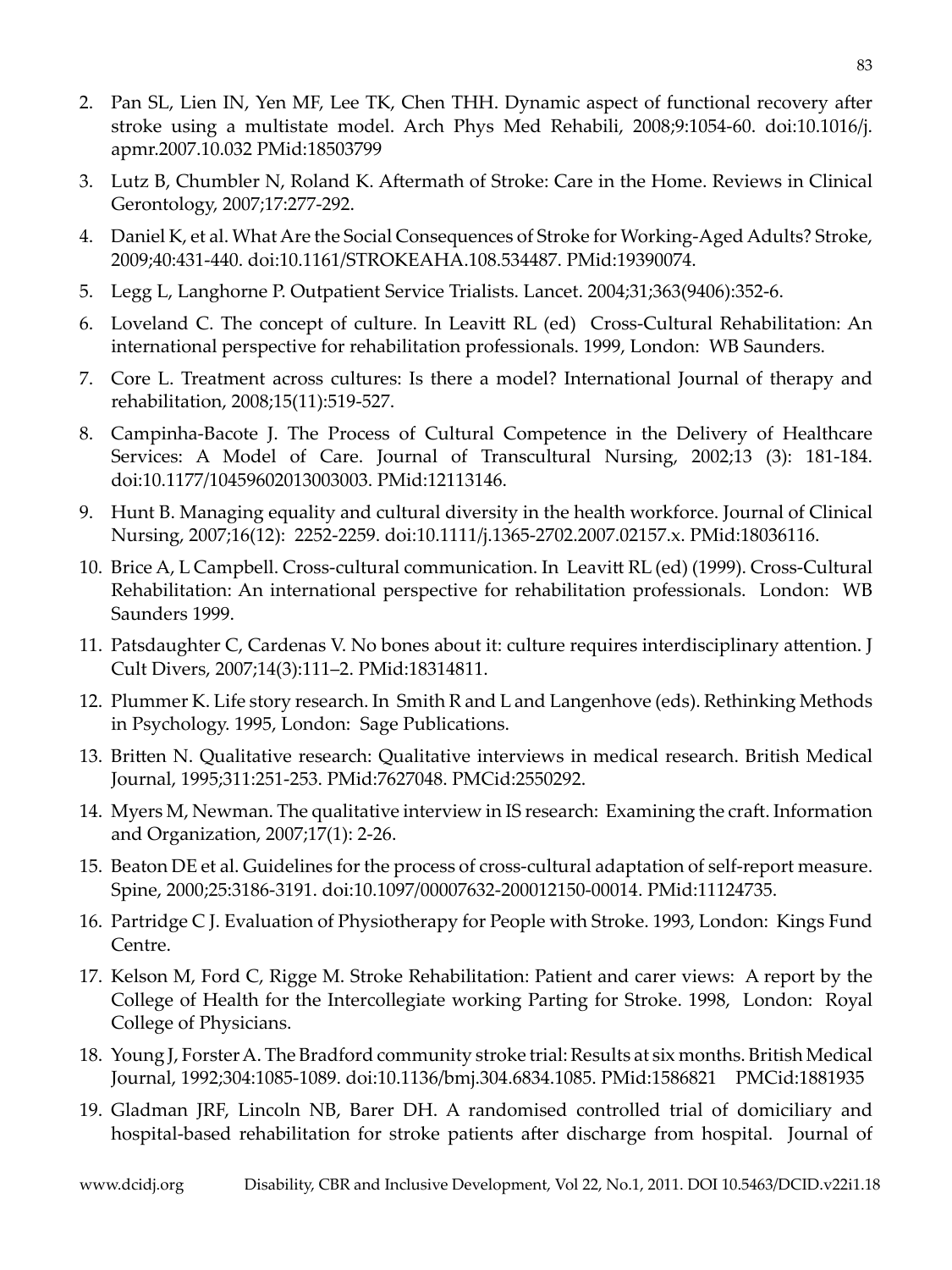2. Pan SL, Lien IN, Yen MF, Lee TK, Chen THH. Dynamic aspect of functional recovery after stroke using a multistate model. Arch Phys Med Rehabili, 2008;9:1054-60. doi:10.1016/j.apmr.2007.10.032 PMid:18503799
3. Lutz B, Chumbler N, Roland K. Aftermath of Stroke: Care in the Home. Reviews in Clinical Gerontology, 2007;17:277-292.
4. Daniel K, et al. What Are the Social Consequences of Stroke for Working-Aged Adults? Stroke, 2009;40:431-440. doi:10.1161/STROKEAHA.108.534487. PMid:19390074.
5. Legg L, Langhorne P. Outpatient Service Trialists. Lancet. 2004;31;363(9406):352-6.
6. Loveland C. The concept of culture. In Leavitt RL (ed) Cross-Cultural Rehabilitation: An international perspective for rehabilitation professionals. 1999, London: WB Saunders.
7. Core L. Treatment across cultures: Is there a model? International Journal of therapy and rehabilitation, 2008;15(11):519-527.
8. Campinha-Bacote J. The Process of Cultural Competence in the Delivery of Healthcare Services: A Model of Care. Journal of Transcultural Nursing, 2002;13 (3): 181-184. doi:10.1177/10459602013003003. PMid:12113146.
9. Hunt B. Managing equality and cultural diversity in the health workforce. Journal of Clinical Nursing, 2007;16(12): 2252-2259. doi:10.1111/j.1365-2702.2007.02157.x. PMid:18036116.
10. Brice A, L Campbell. Cross-cultural communication. In Leavitt RL (ed) (1999). Cross-Cultural Rehabilitation: An international perspective for rehabilitation professionals. London: WB Saunders 1999.
11. Patsdaughter C, Cardenas V. No bones about it: culture requires interdisciplinary attention. J Cult Divers, 2007;14(3):111–2. PMid:18314811.
12. Plummer K. Life story research. In Smith R and L and Langenhove (eds). Rethinking Methods in Psychology. 1995, London: Sage Publications.
13. Britten N. Qualitative research: Qualitative interviews in medical research. British Medical Journal, 1995;311:251-253. PMid:7627048. PMCid:2550292.
14. Myers M, Newman. The qualitative interview in IS research: Examining the craft. Information and Organization, 2007;17(1): 2-26.
15. Beaton DE et al. Guidelines for the process of cross-cultural adaptation of self-report measure. Spine, 2000;25:3186-3191. doi:10.1097/00007632-200012150-00014. PMid:11124735.
16. Partridge C J. Evaluation of Physiotherapy for People with Stroke. 1993, London: Kings Fund Centre.
17. Kelson M, Ford C, Rigge M. Stroke Rehabilitation: Patient and carer views: A report by the College of Health for the Intercollegiate working Parting for Stroke. 1998, London: Royal College of Physicians.
18. Young J, Forster A. The Bradford community stroke trial: Results at six months. British Medical Journal, 1992;304:1085-1089. doi:10.1136/bmj.304.6834.1085. PMid:1586821 PMCid:1881935
19. Gladman JRF, Lincoln NB, Barer DH. A randomised controlled trial of domiciliary and hospital-based rehabilitation for stroke patients after discharge from hospital. Journal of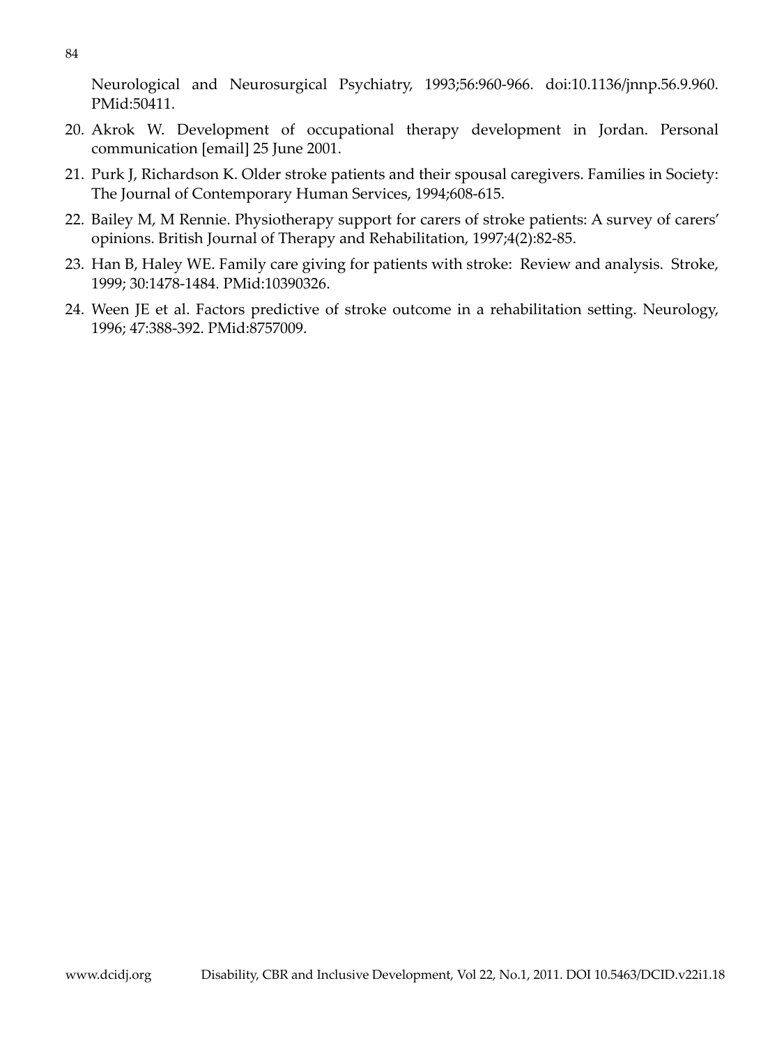Neurological and Neurosurgical Psychiatry, 1993;56:960-966. doi:10.1136/jnnp.56.9.960. PMid:50411.

20. Akrok W. Development of occupational therapy development in Jordan. Personal communication [email] 25 June 2001.
21. Purk J, Richardson K. Older stroke patients and their spousal caregivers. Families in Society: The Journal of Contemporary Human Services, 1994;608-615.
22. Bailey M, M Rennie. Physiotherapy support for carers of stroke patients: A survey of carers' opinions. British Journal of Therapy and Rehabilitation, 1997;4(2):82-85.
23. Han B, Haley WE. Family care giving for patients with stroke: Review and analysis. Stroke, 1999; 30:1478-1484. PMid:10390326.
24. Ween JE et al. Factors predictive of stroke outcome in a rehabilitation setting. Neurology, 1996; 47:388-392. PMid:8757009.